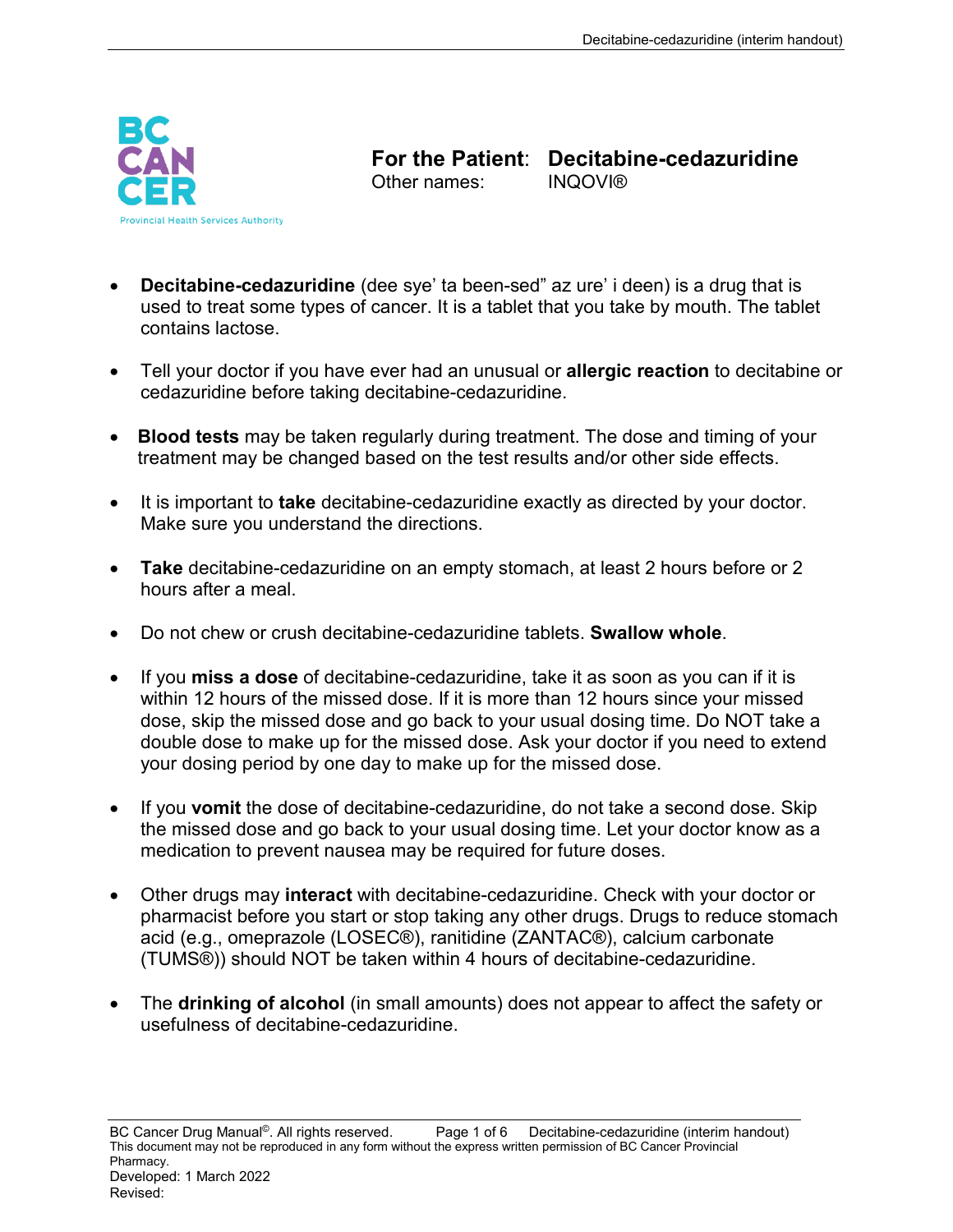# For the Patient: Decitabine-cedazuridine

Other names: INQOVI®

- **Decitabine-cedazuridine** (dee sye' ta been-sed" az ure' i deen) is a drug that is used to treat some types of cancer. It is a tablet that you take by mouth. The tablet contains lactose.

- Tell your doctor if you have ever had an unusual or **allergic reaction** to decitabine or cedazuridine before taking decitabine-cedazuridine.

- **Blood tests** may be taken regularly during treatment. The dose and timing of your treatment may be changed based on the test results and/or other side effects.

- It is important to **take** decitabine-cedazuridine exactly as directed by your doctor. Make sure you understand the directions.

- **Take** decitabine-cedazuridine on an empty stomach, at least 2 hours before or 2 hours after a meal.

- Do not chew or crush decitabine-cedazuridine tablets. **Swallow whole**.

- If you **miss a dose** of decitabine-cedazuridine, take it as soon as you can if it is within 12 hours of the missed dose. If it is more than 12 hours since your missed dose, skip the missed dose and go back to your usual dosing time. Do NOT take a double dose to make up for the missed dose. Ask your doctor if you need to extend your dosing period by one day to make up for the missed dose.

- If you **vomit** the dose of decitabine-cedazuridine, do not take a second dose. Skip the missed dose and go back to your usual dosing time. Let your doctor know as a medication to prevent nausea may be required for future doses.

- Other drugs may **interact** with decitabine-cedazuridine. Check with your doctor or pharmacist before you start or stop taking any other drugs. Drugs to reduce stomach acid (e.g., omeprazole (LOSEC®), ranitidine (ZANTAC®), calcium carbonate (TUMS®)) should NOT be taken within 4 hours of decitabine-cedazuridine.

- The **drinking of alcohol** (in small amounts) does not appear to affect the safety or usefulness of decitabine-cedazuridine.

BC Cancer Drug Manual©. All rights reserved.
This document may not be reproduced in any form without the express written permission of BC Cancer Provincial Pharmacy.
Developed: 1 March 2022
Revised: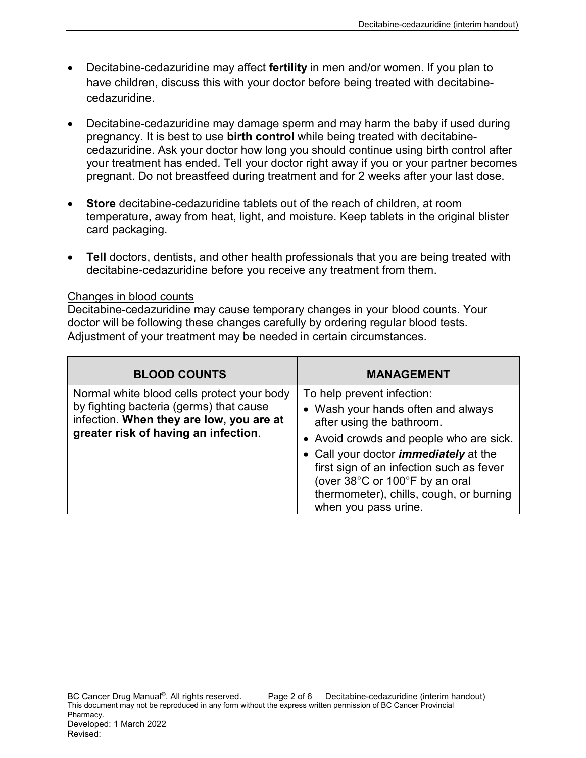- Decitabine-cedazuridine may affect **fertility** in men and/or women. If you plan to have children, discuss this with your doctor before being treated with decitabine-cedazuridine.

- Decitabine-cedazuridine may damage sperm and may harm the baby if used during pregnancy. It is best to use **birth control** while being treated with decitabine-cedazuridine. Ask your doctor how long you should continue using birth control after your treatment has ended. Tell your doctor right away if you or your partner becomes pregnant. Do not breastfeed during treatment and for 2 weeks after your last dose.

- **Store** decitabine-cedazuridine tablets out of the reach of children, at room temperature, away from heat, light, and moisture. Keep tablets in the original blister card packaging.

- **Tell** doctors, dentists, and other health professionals that you are being treated with decitabine-cedazuridine before you receive any treatment from them.

<u>Changes in blood counts</u>

Decitabine-cedazuridine may cause temporary changes in your blood counts. Your doctor will be following these changes carefully by ordering regular blood tests. Adjustment of your treatment may be needed in certain circumstances.

| BLOOD COUNTS | MANAGEMENT |
|---|---|
| Normal white blood cells protect your body by fighting bacteria (germs) that cause infection. **When they are low, you are at greater risk of having an infection**. | To help prevent infection:<br>• Wash your hands often and always after using the bathroom.<br>• Avoid crowds and people who are sick.<br>• Call your doctor ***immediately*** at the first sign of an infection such as fever (over 38°C or 100°F by an oral thermometer), chills, cough, or burning when you pass urine. |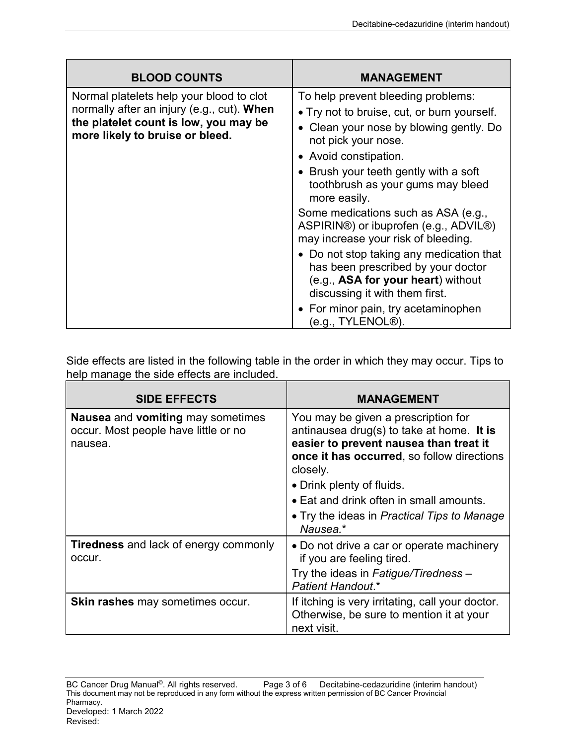| BLOOD COUNTS | MANAGEMENT |
|---|---|
| Normal platelets help your blood to clot normally after an injury (e.g., cut). **When the platelet count is low, you may be more likely to bruise or bleed.** | To help prevent bleeding problems:<br>• Try not to bruise, cut, or burn yourself.<br>• Clean your nose by blowing gently. Do not pick your nose.<br>• Avoid constipation.<br>• Brush your teeth gently with a soft toothbrush as your gums may bleed more easily.<br>Some medications such as ASA (e.g., ASPIRIN®) or ibuprofen (e.g., ADVIL®) may increase your risk of bleeding.<br>• Do not stop taking any medication that has been prescribed by your doctor (e.g., **ASA for your heart**) without discussing it with them first.<br>• For minor pain, try acetaminophen (e.g., TYLENOL®). |

Side effects are listed in the following table in the order in which they may occur. Tips to help manage the side effects are included.

| SIDE EFFECTS | MANAGEMENT |
|---|---|
| **Nausea** and **vomiting** may sometimes occur. Most people have little or no nausea. | You may be given a prescription for antinausea drug(s) to take at home. **It is easier to prevent nausea than treat it once it has occurred**, so follow directions closely.<br>• Drink plenty of fluids.<br>• Eat and drink often in small amounts.<br>• Try the ideas in *Practical Tips to Manage Nausea.** |
| **Tiredness** and lack of energy commonly occur. | • Do not drive a car or operate machinery if you are feeling tired.<br>Try the ideas in *Fatigue/Tiredness – Patient Handout*.* |
| **Skin rashes** may sometimes occur. | If itching is very irritating, call your doctor. Otherwise, be sure to mention it at your next visit. |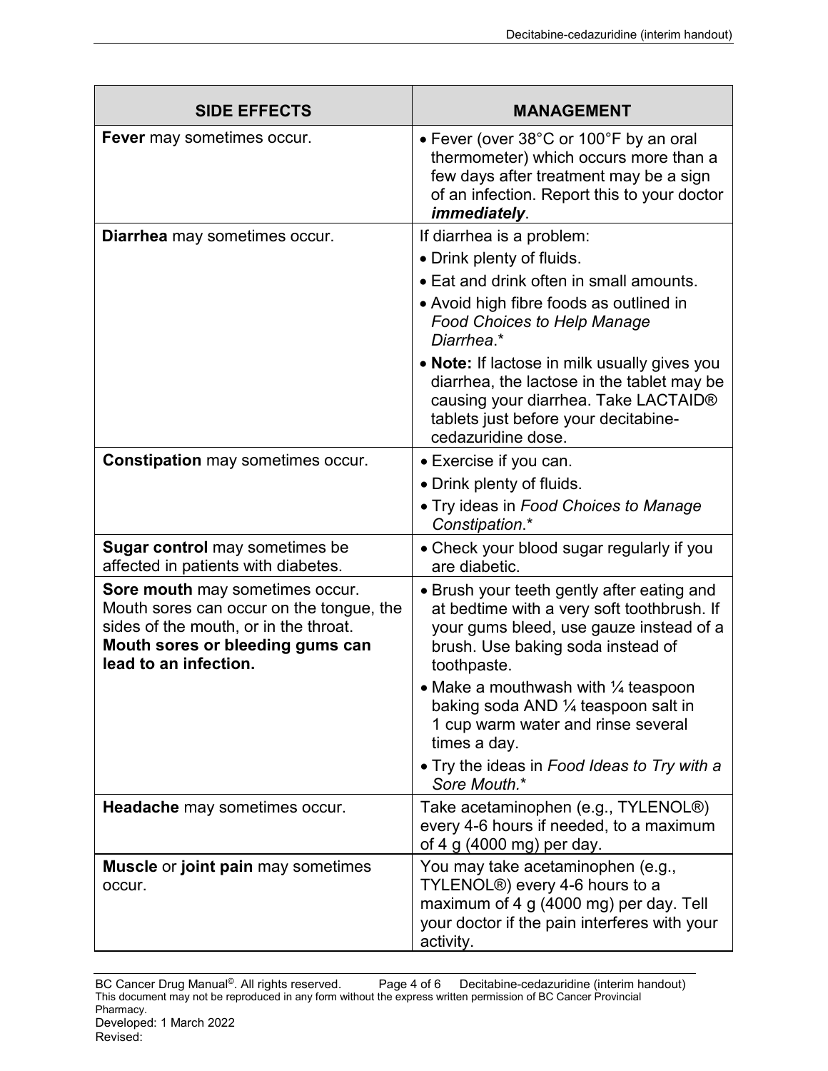| SIDE EFFECTS | MANAGEMENT |
|---|---|
| **Fever** may sometimes occur. | • Fever (over 38°C or 100°F by an oral thermometer) which occurs more than a few days after treatment may be a sign of an infection. Report this to your doctor ***immediately***. |
| **Diarrhea** may sometimes occur. | If diarrhea is a problem:<br>• Drink plenty of fluids.<br>• Eat and drink often in small amounts.<br>• Avoid high fibre foods as outlined in *Food Choices to Help Manage Diarrhea*.*<br>• **Note:** If lactose in milk usually gives you diarrhea, the lactose in the tablet may be causing your diarrhea. Take LACTAID® tablets just before your decitabine-cedazuridine dose. |
| **Constipation** may sometimes occur. | • Exercise if you can.<br>• Drink plenty of fluids.<br>• Try ideas in *Food Choices to Manage Constipation*.* |
| **Sugar control** may sometimes be affected in patients with diabetes. | • Check your blood sugar regularly if you are diabetic. |
| **Sore mouth** may sometimes occur. Mouth sores can occur on the tongue, the sides of the mouth, or in the throat. **Mouth sores or bleeding gums can lead to an infection.** | • Brush your teeth gently after eating and at bedtime with a very soft toothbrush. If your gums bleed, use gauze instead of a brush. Use baking soda instead of toothpaste.<br>• Make a mouthwash with ¼ teaspoon baking soda AND ¼ teaspoon salt in 1 cup warm water and rinse several times a day.<br>• Try the ideas in *Food Ideas to Try with a Sore Mouth.** |
| **Headache** may sometimes occur. | Take acetaminophen (e.g., TYLENOL®) every 4-6 hours if needed, to a maximum of 4 g (4000 mg) per day. |
| **Muscle** or **joint pain** may sometimes occur. | You may take acetaminophen (e.g., TYLENOL®) every 4-6 hours to a maximum of 4 g (4000 mg) per day. Tell your doctor if the pain interferes with your activity. |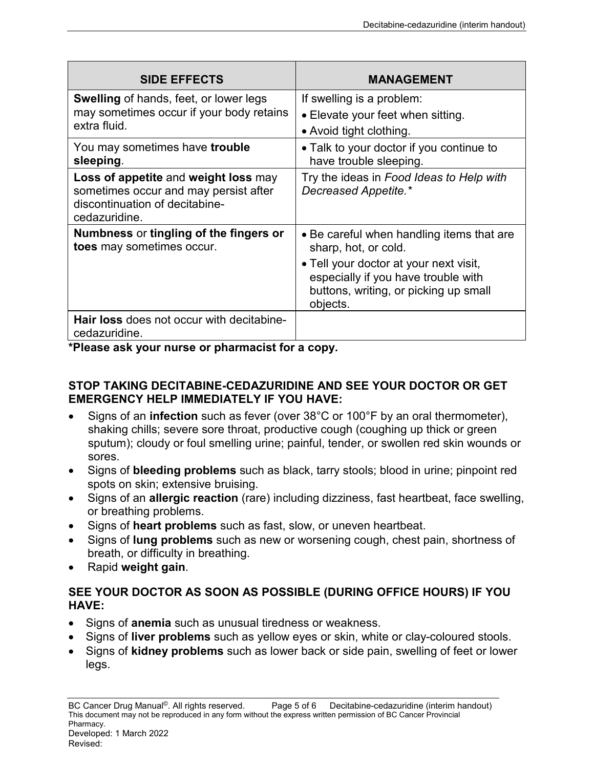| SIDE EFFECTS | MANAGEMENT |
| --- | --- |
| **Swelling** of hands, feet, or lower legs may sometimes occur if your body retains extra fluid. | If swelling is a problem:<br>• Elevate your feet when sitting.<br>• Avoid tight clothing. |
| You may sometimes have **trouble sleeping**. | • Talk to your doctor if you continue to have trouble sleeping. |
| **Loss of appetite** and **weight loss** may sometimes occur and may persist after discontinuation of decitabine-cedazuridine. | Try the ideas in *Food Ideas to Help with Decreased Appetite.** |
| **Numbness** or **tingling of the fingers or toes** may sometimes occur. | • Be careful when handling items that are sharp, hot, or cold.<br>• Tell your doctor at your next visit, especially if you have trouble with buttons, writing, or picking up small objects. |
| **Hair loss** does not occur with decitabine-cedazuridine. | |

***Please ask your nurse or pharmacist for a copy.**

### STOP TAKING DECITABINE-CEDAZURIDINE AND SEE YOUR DOCTOR OR GET EMERGENCY HELP IMMEDIATELY IF YOU HAVE:

- Signs of an **infection** such as fever (over 38°C or 100°F by an oral thermometer), shaking chills; severe sore throat, productive cough (coughing up thick or green sputum); cloudy or foul smelling urine; painful, tender, or swollen red skin wounds or sores.
- Signs of **bleeding problems** such as black, tarry stools; blood in urine; pinpoint red spots on skin; extensive bruising.
- Signs of an **allergic reaction** (rare) including dizziness, fast heartbeat, face swelling, or breathing problems.
- Signs of **heart problems** such as fast, slow, or uneven heartbeat.
- Signs of **lung problems** such as new or worsening cough, chest pain, shortness of breath, or difficulty in breathing.
- Rapid **weight gain**.

### SEE YOUR DOCTOR AS SOON AS POSSIBLE (DURING OFFICE HOURS) IF YOU HAVE:

- Signs of **anemia** such as unusual tiredness or weakness.
- Signs of **liver problems** such as yellow eyes or skin, white or clay-coloured stools.
- Signs of **kidney problems** such as lower back or side pain, swelling of feet or lower legs.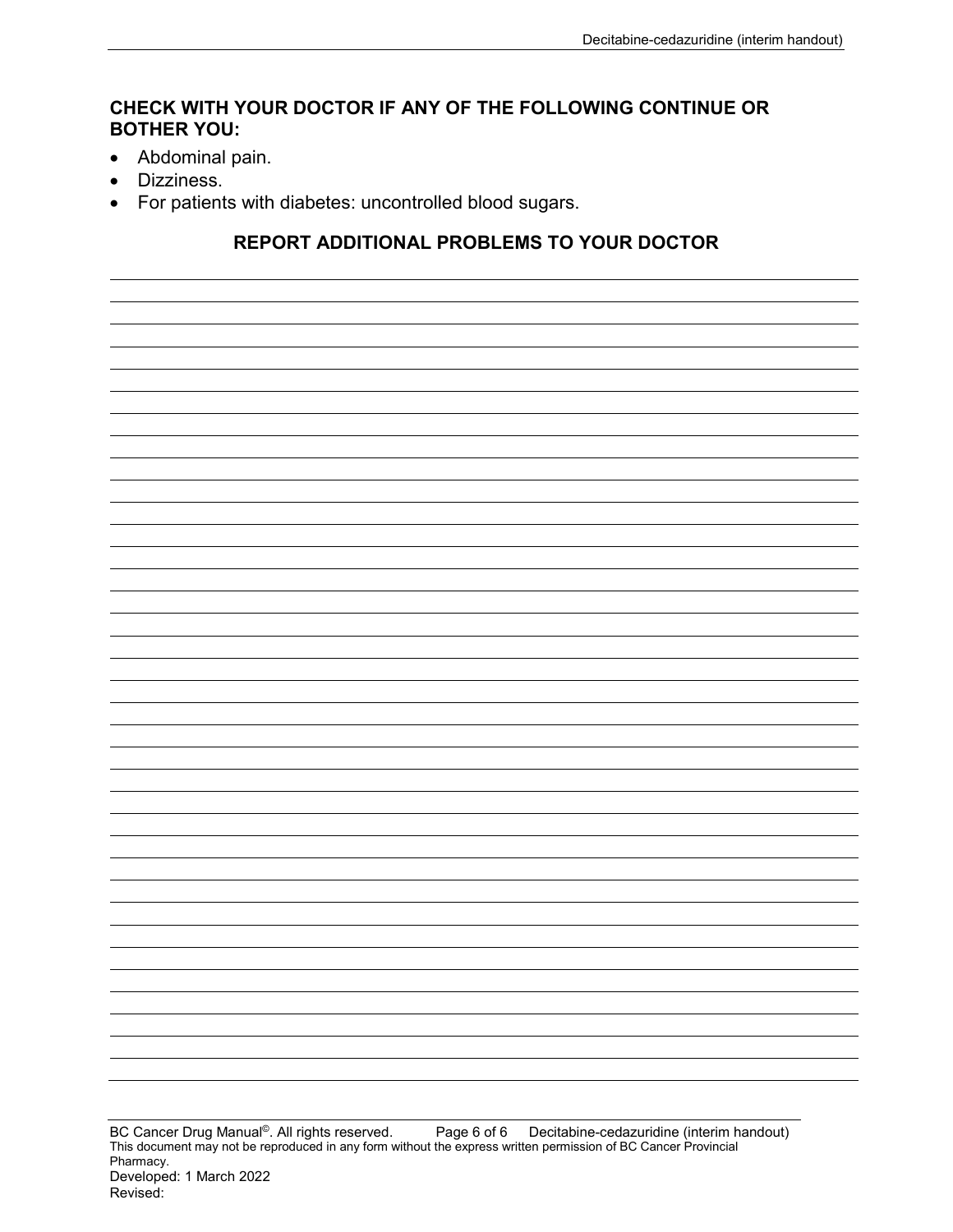**CHECK WITH YOUR DOCTOR IF ANY OF THE FOLLOWING CONTINUE OR BOTHER YOU:**

- Abdominal pain.
- Dizziness.
- For patients with diabetes: uncontrolled blood sugars.

**REPORT ADDITIONAL PROBLEMS TO YOUR DOCTOR**

BC Cancer Drug Manual©. All rights reserved.
This document may not be reproduced in any form without the express written permission of BC Cancer Provincial Pharmacy.
Developed: 1 March 2022
Revised: